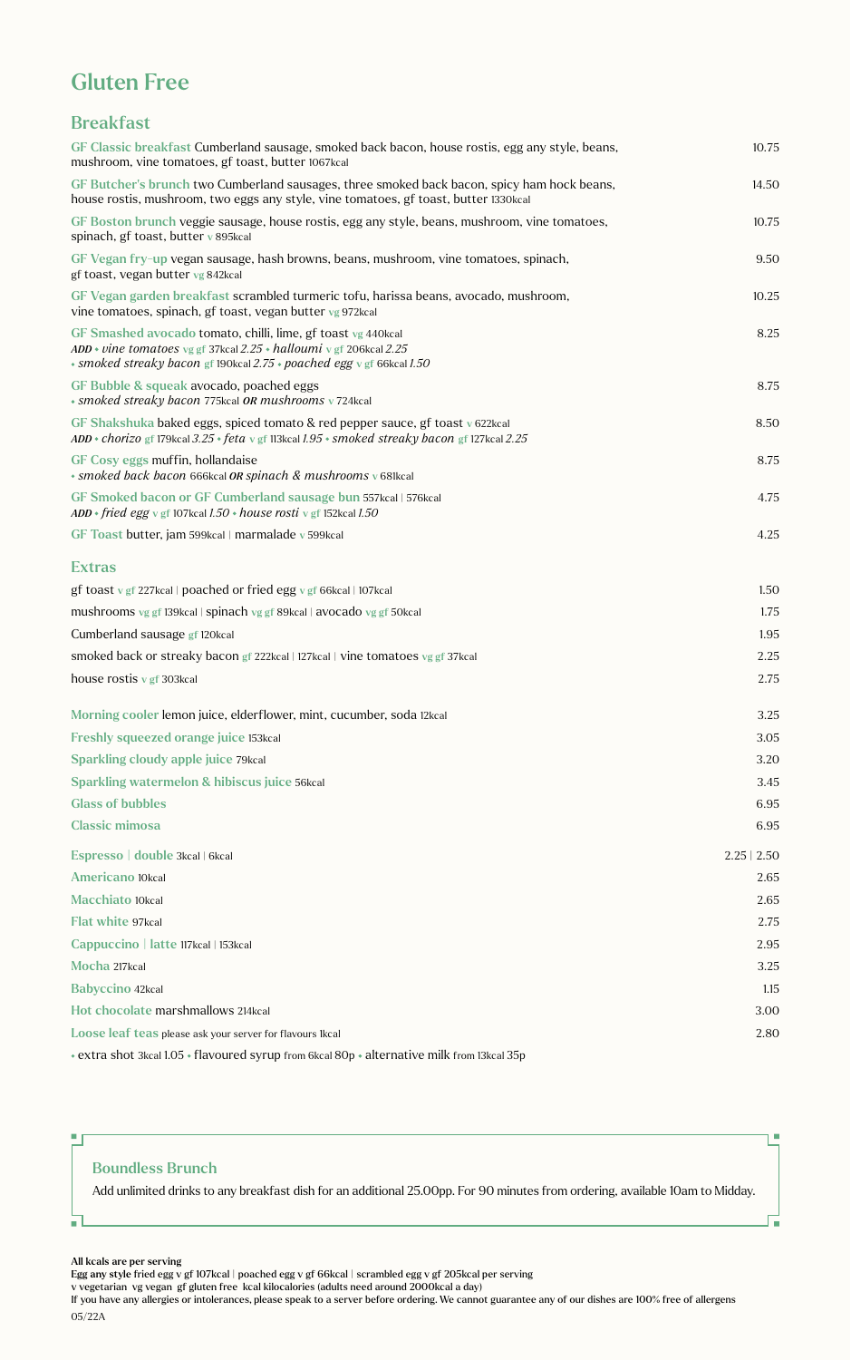# Gluten Free

## Breakfast

**GF Classic breakfast** Cumberland sausage, smoked back bacon, house rostis, egg any style, beans, mushroom, vine tomatoes, gf toast, butter 1067kcal — 10.75

**GF Butcher's brunch** two Cumberland sausages, three smoked back bacon, spicy ham hock beans, house rostis, mushroom, two eggs any style, vine tomatoes, gf toast, butter 1330kcal — 14.50

**GF Boston brunch** veggie sausage, house rostis, egg any style, beans, mushroom, vine tomatoes, spinach, gf toast, butter v 895kcal — 10.75

**GF Vegan fry-up** vegan sausage, hash browns, beans, mushroom, vine tomatoes, spinach, gf toast, vegan butter vg 842kcal — 9.50

**GF Vegan garden breakfast** scrambled turmeric tofu, harissa beans, avocado, mushroom, vine tomatoes, spinach, gf toast, vegan butter vg 972kcal — 10.25

**GF Smashed avocado** tomato, chilli, lime, gf toast vg 440kcal — 8.25
*ADD* • *vine tomatoes* vg gf 37kcal *2.25* • *halloumi* v gf 206kcal *2.25*
• *smoked streaky bacon* gf 190kcal *2.75* • *poached egg* v gf 66kcal *1.50*

**GF Bubble & squeak** avocado, poached eggs — 8.75
• *smoked streaky bacon* 775kcal ***OR*** *mushrooms* v 724kcal

**GF Shakshuka** baked eggs, spiced tomato & red pepper sauce, gf toast v 622kcal — 8.50
*ADD* • *chorizo* gf 179kcal *3.25* • *feta* v gf 113kcal *1.95* • *smoked streaky bacon* gf 127kcal *2.25*

**GF Cosy eggs** muffin, hollandaise — 8.75
• *smoked back bacon* 666kcal ***OR*** *spinach & mushrooms* v 681kcal

**GF Smoked bacon or GF Cumberland sausage bun** 557kcal | 576kcal — 4.75
*ADD* • *fried egg* v gf 107kcal *1.50* • *house rosti* v gf 152kcal *1.50*

**GF Toast** butter, jam 599kcal | marmalade v 599kcal — 4.25

## Extras

| Item | Price |
|---|---|
| gf toast v gf 227kcal \| poached or fried egg v gf 66kcal \| 107kcal | 1.50 |
| mushrooms vg gf 139kcal \| spinach vg gf 89kcal \| avocado vg gf 50kcal | 1.75 |
| Cumberland sausage gf 120kcal | 1.95 |
| smoked back or streaky bacon gf 222kcal \| 127kcal \| vine tomatoes vg gf 37kcal | 2.25 |
| house rostis v gf 303kcal | 2.75 |

| Drink | Price |
|---|---|
| **Morning cooler** lemon juice, elderflower, mint, cucumber, soda 12kcal | 3.25 |
| **Freshly squeezed orange juice** 153kcal | 3.05 |
| **Sparkling cloudy apple juice** 79kcal | 3.20 |
| **Sparkling watermelon & hibiscus juice** 56kcal | 3.45 |
| **Glass of bubbles** | 6.95 |
| **Classic mimosa** | 6.95 |

| Drink | Price |
|---|---|
| **Espresso \| double** 3kcal \| 6kcal | 2.25 \| 2.50 |
| **Americano** 10kcal | 2.65 |
| **Macchiato** 10kcal | 2.65 |
| **Flat white** 97kcal | 2.75 |
| **Cappuccino \| latte** 117kcal \| 153kcal | 2.95 |
| **Mocha** 217kcal | 3.25 |
| **Babyccino** 42kcal | 1.15 |
| **Hot chocolate** marshmallows 214kcal | 3.00 |
| **Loose leaf teas** please ask your server for flavours 1kcal | 2.80 |

• extra shot 3kcal 1.05 • flavoured syrup from 6kcal 80p • alternative milk from 13kcal 35p

### Boundless Brunch

Add unlimited drinks to any breakfast dish for an additional 25.00pp. For 90 minutes from ordering, available 10am to Midday.

**All kcals are per serving**
**Egg any style** fried egg v gf 107kcal | poached egg v gf 66kcal | scrambled egg v gf 205kcal per serving
v vegetarian vg vegan gf gluten free kcal kilocalories (adults need around 2000kcal a day)
If you have any allergies or intolerances, please speak to a server before ordering. We cannot guarantee any of our dishes are 100% free of allergens

05/22A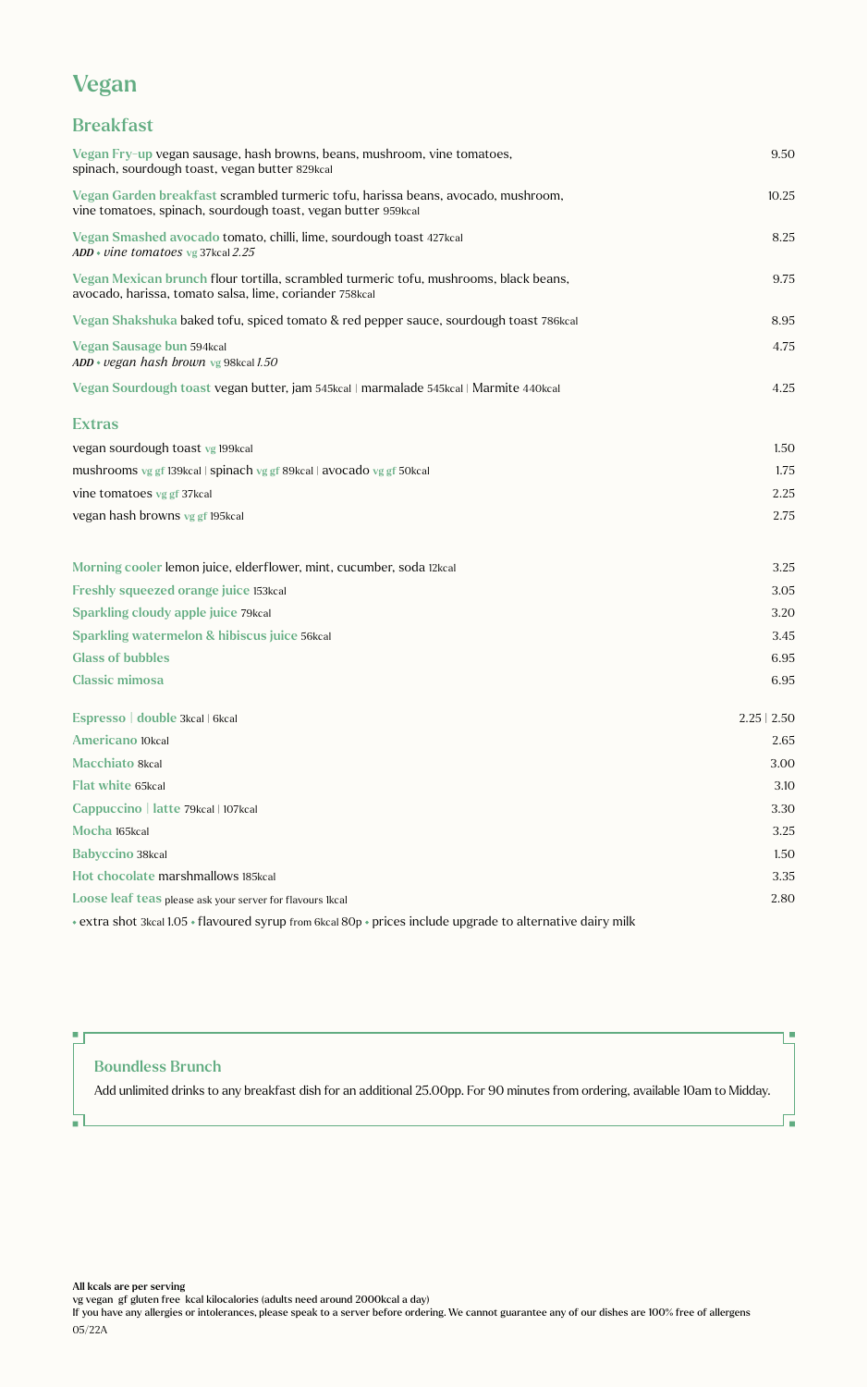# Vegan

## Breakfast

| | |
|---|---|
| **Vegan Fry-up** vegan sausage, hash browns, beans, mushroom, vine tomatoes, spinach, sourdough toast, vegan butter 829kcal | 9.50 |
| **Vegan Garden breakfast** scrambled turmeric tofu, harissa beans, avocado, mushroom, vine tomatoes, spinach, sourdough toast, vegan butter 959kcal | 10.25 |
| **Vegan Smashed avocado** tomato, chilli, lime, sourdough toast 427kcal<br>*ADD • vine tomatoes* vg 37kcal *2.25* | 8.25 |
| **Vegan Mexican brunch** flour tortilla, scrambled turmeric tofu, mushrooms, black beans, avocado, harissa, tomato salsa, lime, coriander 758kcal | 9.75 |
| **Vegan Shakshuka** baked tofu, spiced tomato & red pepper sauce, sourdough toast 786kcal | 8.95 |
| **Vegan Sausage bun** 594kcal<br>*ADD • vegan hash brown* vg 98kcal *1.50* | 4.75 |
| **Vegan Sourdough toast** vegan butter, jam 545kcal \| marmalade 545kcal \| Marmite 440kcal | 4.25 |

## Extras

| | |
|---|---|
| vegan sourdough toast vg 199kcal | 1.50 |
| mushrooms vg gf 139kcal \| spinach vg gf 89kcal \| avocado vg gf 50kcal | 1.75 |
| vine tomatoes vg gf 37kcal | 2.25 |
| vegan hash browns vg gf 195kcal | 2.75 |

| | |
|---|---|
| **Morning cooler** lemon juice, elderflower, mint, cucumber, soda 12kcal | 3.25 |
| **Freshly squeezed orange juice** 153kcal | 3.05 |
| **Sparkling cloudy apple juice** 79kcal | 3.20 |
| **Sparkling watermelon & hibiscus juice** 56kcal | 3.45 |
| **Glass of bubbles** | 6.95 |
| **Classic mimosa** | 6.95 |

| | |
|---|---|
| **Espresso \| double** 3kcal \| 6kcal | 2.25 \| 2.50 |
| **Americano** 10kcal | 2.65 |
| **Macchiato** 8kcal | 3.00 |
| **Flat white** 65kcal | 3.10 |
| **Cappuccino \| latte** 79kcal \| 107kcal | 3.30 |
| **Mocha** 165kcal | 3.25 |
| **Babyccino** 38kcal | 1.50 |
| **Hot chocolate** marshmallows 185kcal | 3.35 |
| **Loose leaf teas** please ask your server for flavours 1kcal | 2.80 |

• extra shot 3kcal 1.05 • flavoured syrup from 6kcal 80p • prices include upgrade to alternative dairy milk

### Boundless Brunch

Add unlimited drinks to any breakfast dish for an additional 25.00pp. For 90 minutes from ordering, available 10am to Midday.

**All kcals are per serving**
vg vegan gf gluten free kcal kilocalories (adults need around 2000kcal a day)
If you have any allergies or intolerances, please speak to a server before ordering. We cannot guarantee any of our dishes are 100% free of allergens
05/22A